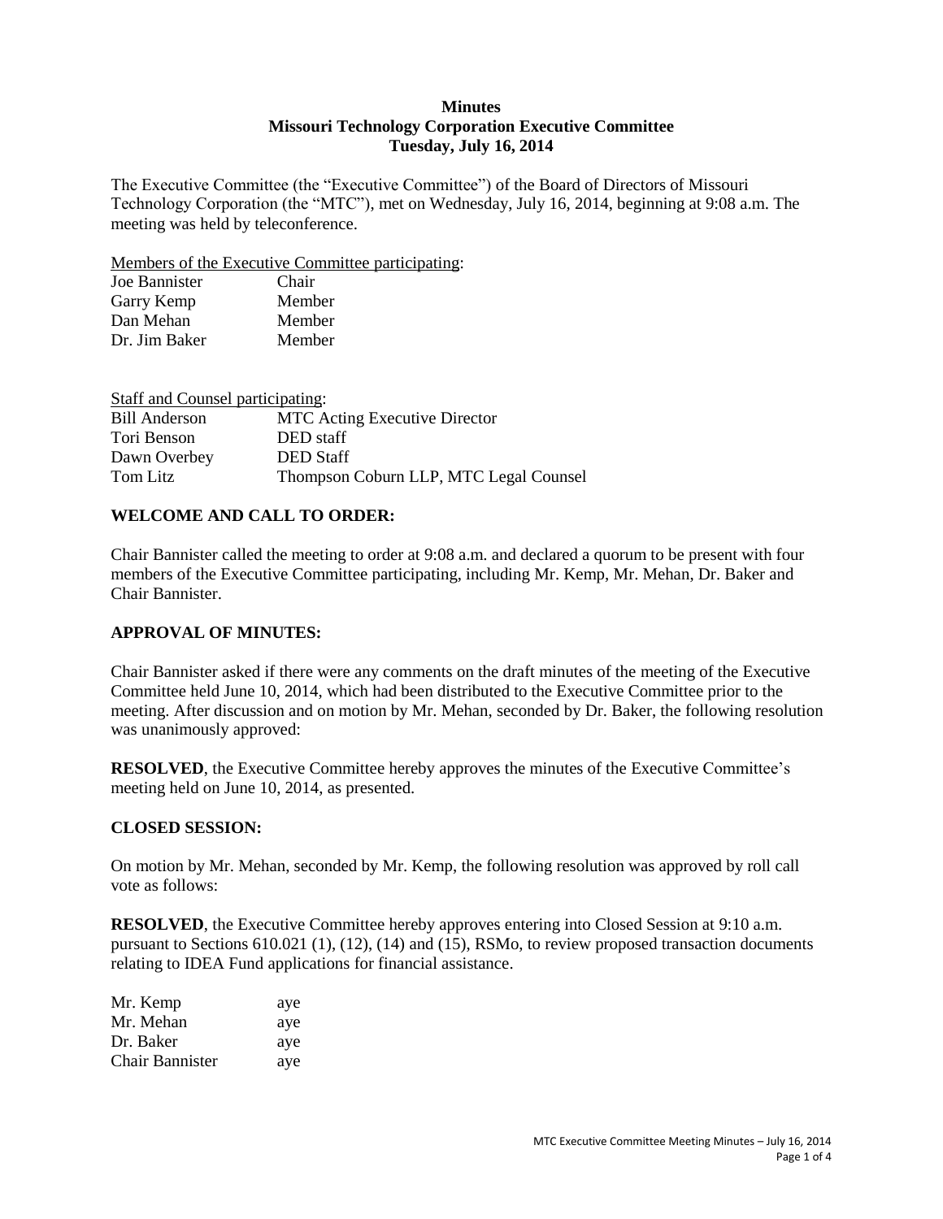**Minutes**
**Missouri Technology Corporation Executive Committee**
**Tuesday, July 16, 2014**

The Executive Committee (the "Executive Committee") of the Board of Directors of Missouri Technology Corporation (the "MTC"), met on Wednesday, July 16, 2014, beginning at 9:08 a.m. The meeting was held by teleconference.

Members of the Executive Committee participating:

| | |
|---|---|
| Joe Bannister | Chair |
| Garry Kemp | Member |
| Dan Mehan | Member |
| Dr. Jim Baker | Member |

Staff and Counsel participating:

| | |
|---|---|
| Bill Anderson | MTC Acting Executive Director |
| Tori Benson | DED staff |
| Dawn Overbey | DED Staff |
| Tom Litz | Thompson Coburn LLP, MTC Legal Counsel |

**WELCOME AND CALL TO ORDER:**

Chair Bannister called the meeting to order at 9:08 a.m. and declared a quorum to be present with four members of the Executive Committee participating, including Mr. Kemp, Mr. Mehan, Dr. Baker and Chair Bannister.

**APPROVAL OF MINUTES:**

Chair Bannister asked if there were any comments on the draft minutes of the meeting of the Executive Committee held June 10, 2014, which had been distributed to the Executive Committee prior to the meeting. After discussion and on motion by Mr. Mehan, seconded by Dr. Baker, the following resolution was unanimously approved:

**RESOLVED**, the Executive Committee hereby approves the minutes of the Executive Committee's meeting held on June 10, 2014, as presented.

**CLOSED SESSION:**

On motion by Mr. Mehan, seconded by Mr. Kemp, the following resolution was approved by roll call vote as follows:

**RESOLVED**, the Executive Committee hereby approves entering into Closed Session at 9:10 a.m. pursuant to Sections 610.021 (1), (12), (14) and (15), RSMo, to review proposed transaction documents relating to IDEA Fund applications for financial assistance.

| | |
|---|---|
| Mr. Kemp | aye |
| Mr. Mehan | aye |
| Dr. Baker | aye |
| Chair Bannister | aye |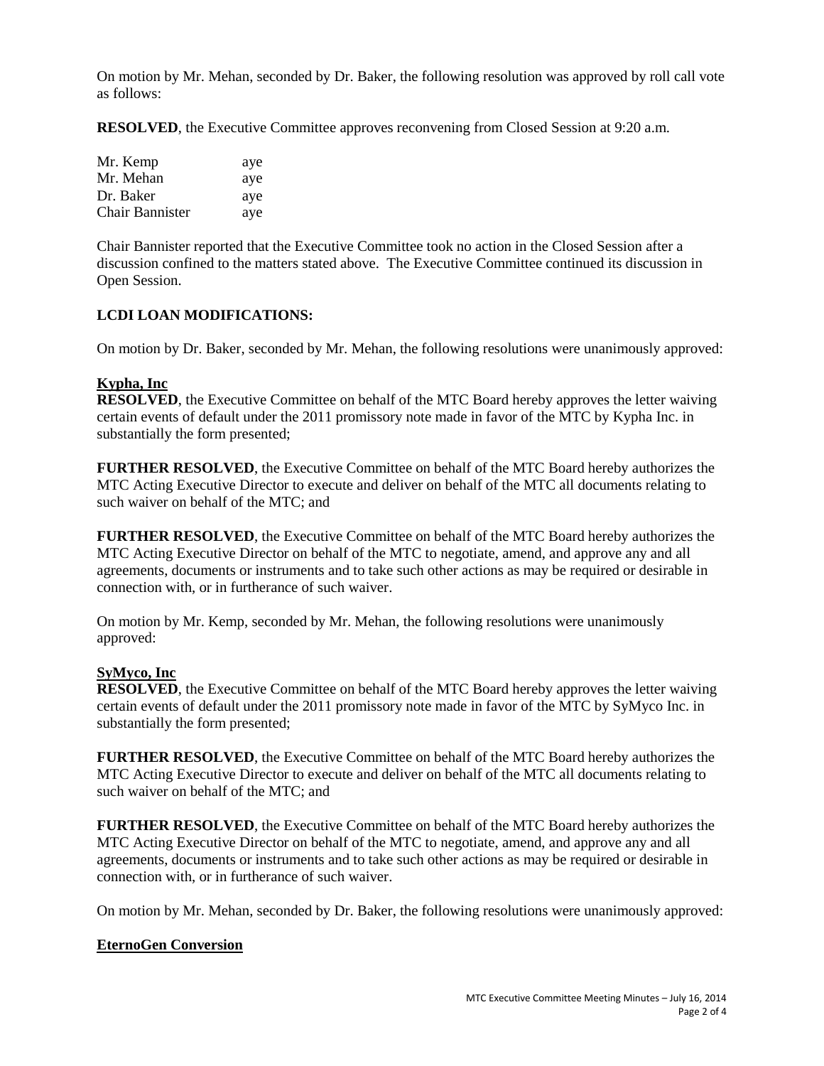On motion by Mr. Mehan, seconded by Dr. Baker, the following resolution was approved by roll call vote as follows:

**RESOLVED**, the Executive Committee approves reconvening from Closed Session at 9:20 a.m.

| | |
|---|---|
| Mr. Kemp | aye |
| Mr. Mehan | aye |
| Dr. Baker | aye |
| Chair Bannister | aye |

Chair Bannister reported that the Executive Committee took no action in the Closed Session after a discussion confined to the matters stated above. The Executive Committee continued its discussion in Open Session.

**LCDI LOAN MODIFICATIONS:**

On motion by Dr. Baker, seconded by Mr. Mehan, the following resolutions were unanimously approved:

**Kypha, Inc**

**RESOLVED**, the Executive Committee on behalf of the MTC Board hereby approves the letter waiving certain events of default under the 2011 promissory note made in favor of the MTC by Kypha Inc. in substantially the form presented;

**FURTHER RESOLVED**, the Executive Committee on behalf of the MTC Board hereby authorizes the MTC Acting Executive Director to execute and deliver on behalf of the MTC all documents relating to such waiver on behalf of the MTC; and

**FURTHER RESOLVED**, the Executive Committee on behalf of the MTC Board hereby authorizes the MTC Acting Executive Director on behalf of the MTC to negotiate, amend, and approve any and all agreements, documents or instruments and to take such other actions as may be required or desirable in connection with, or in furtherance of such waiver.

On motion by Mr. Kemp, seconded by Mr. Mehan, the following resolutions were unanimously approved:

**SyMyco, Inc**

**RESOLVED**, the Executive Committee on behalf of the MTC Board hereby approves the letter waiving certain events of default under the 2011 promissory note made in favor of the MTC by SyMyco Inc. in substantially the form presented;

**FURTHER RESOLVED**, the Executive Committee on behalf of the MTC Board hereby authorizes the MTC Acting Executive Director to execute and deliver on behalf of the MTC all documents relating to such waiver on behalf of the MTC; and

**FURTHER RESOLVED**, the Executive Committee on behalf of the MTC Board hereby authorizes the MTC Acting Executive Director on behalf of the MTC to negotiate, amend, and approve any and all agreements, documents or instruments and to take such other actions as may be required or desirable in connection with, or in furtherance of such waiver.

On motion by Mr. Mehan, seconded by Dr. Baker, the following resolutions were unanimously approved:

**EternoGen Conversion**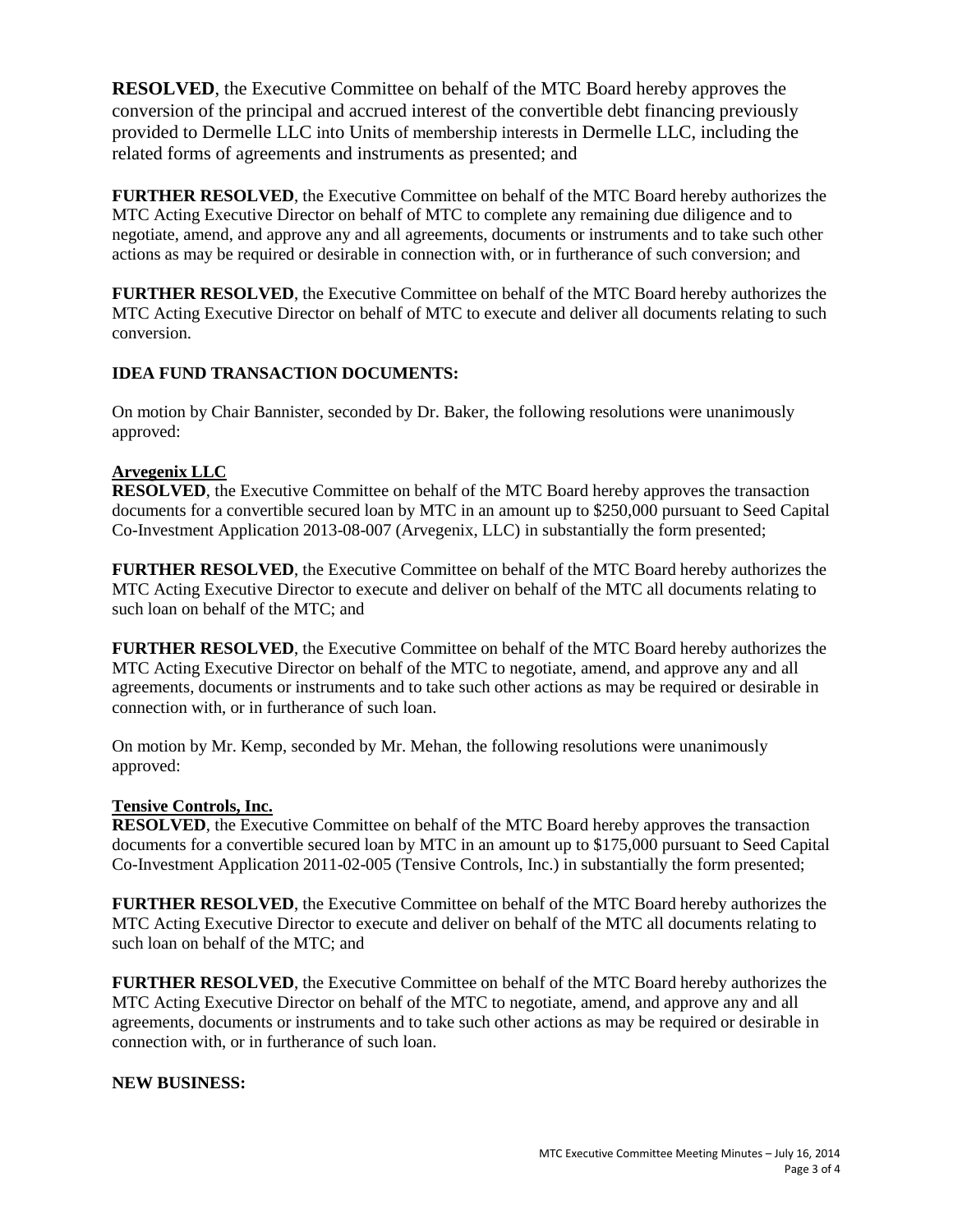**RESOLVED**, the Executive Committee on behalf of the MTC Board hereby approves the conversion of the principal and accrued interest of the convertible debt financing previously provided to Dermelle LLC into Units of membership interests in Dermelle LLC, including the related forms of agreements and instruments as presented; and

**FURTHER RESOLVED**, the Executive Committee on behalf of the MTC Board hereby authorizes the MTC Acting Executive Director on behalf of MTC to complete any remaining due diligence and to negotiate, amend, and approve any and all agreements, documents or instruments and to take such other actions as may be required or desirable in connection with, or in furtherance of such conversion; and

**FURTHER RESOLVED**, the Executive Committee on behalf of the MTC Board hereby authorizes the MTC Acting Executive Director on behalf of MTC to execute and deliver all documents relating to such conversion.

**IDEA FUND TRANSACTION DOCUMENTS:**

On motion by Chair Bannister, seconded by Dr. Baker, the following resolutions were unanimously approved:

**Arvegenix LLC**

**RESOLVED**, the Executive Committee on behalf of the MTC Board hereby approves the transaction documents for a convertible secured loan by MTC in an amount up to $250,000 pursuant to Seed Capital Co-Investment Application 2013-08-007 (Arvegenix, LLC) in substantially the form presented;

**FURTHER RESOLVED**, the Executive Committee on behalf of the MTC Board hereby authorizes the MTC Acting Executive Director to execute and deliver on behalf of the MTC all documents relating to such loan on behalf of the MTC; and

**FURTHER RESOLVED**, the Executive Committee on behalf of the MTC Board hereby authorizes the MTC Acting Executive Director on behalf of the MTC to negotiate, amend, and approve any and all agreements, documents or instruments and to take such other actions as may be required or desirable in connection with, or in furtherance of such loan.

On motion by Mr. Kemp, seconded by Mr. Mehan, the following resolutions were unanimously approved:

**Tensive Controls, Inc.**

**RESOLVED**, the Executive Committee on behalf of the MTC Board hereby approves the transaction documents for a convertible secured loan by MTC in an amount up to $175,000 pursuant to Seed Capital Co-Investment Application 2011-02-005 (Tensive Controls, Inc.) in substantially the form presented;

**FURTHER RESOLVED**, the Executive Committee on behalf of the MTC Board hereby authorizes the MTC Acting Executive Director to execute and deliver on behalf of the MTC all documents relating to such loan on behalf of the MTC; and

**FURTHER RESOLVED**, the Executive Committee on behalf of the MTC Board hereby authorizes the MTC Acting Executive Director on behalf of the MTC to negotiate, amend, and approve any and all agreements, documents or instruments and to take such other actions as may be required or desirable in connection with, or in furtherance of such loan.

**NEW BUSINESS:**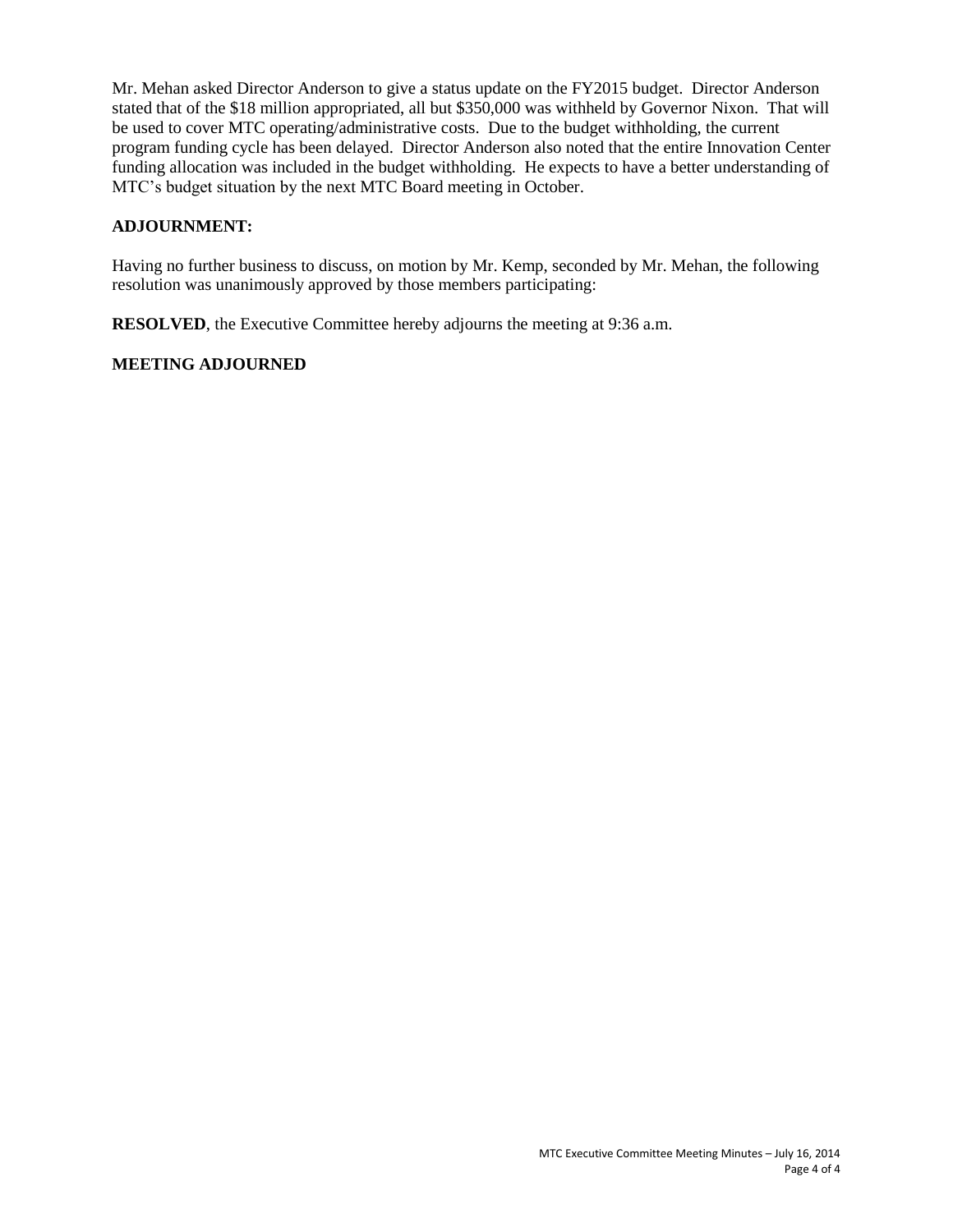Mr. Mehan asked Director Anderson to give a status update on the FY2015 budget. Director Anderson stated that of the $18 million appropriated, all but $350,000 was withheld by Governor Nixon. That will be used to cover MTC operating/administrative costs. Due to the budget withholding, the current program funding cycle has been delayed. Director Anderson also noted that the entire Innovation Center funding allocation was included in the budget withholding. He expects to have a better understanding of MTC's budget situation by the next MTC Board meeting in October.

**ADJOURNMENT:**

Having no further business to discuss, on motion by Mr. Kemp, seconded by Mr. Mehan, the following resolution was unanimously approved by those members participating:

**RESOLVED**, the Executive Committee hereby adjourns the meeting at 9:36 a.m.

**MEETING ADJOURNED**